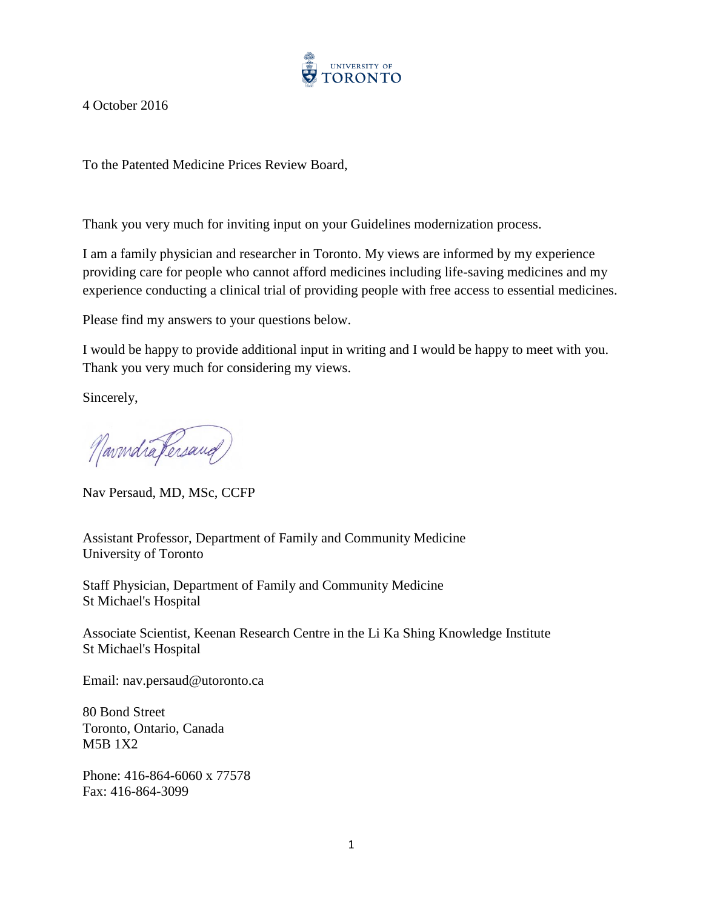UNIVERSITY OF TORONTO

4 October 2016

To the Patented Medicine Prices Review Board,

Thank you very much for inviting input on your Guidelines modernization process.

I am a family physician and researcher in Toronto. My views are informed by my experience providing care for people who cannot afford medicines including life-saving medicines and my experience conducting a clinical trial of providing people with free access to essential medicines.

Please find my answers to your questions below.

I would be happy to provide additional input in writing and I would be happy to meet with you. Thank you very much for considering my views.

Sincerely,

Navindra Persaud

Nav Persaud, MD, MSc, CCFP

Assistant Professor, Department of Family and Community Medicine
University of Toronto

Staff Physician, Department of Family and Community Medicine
St Michael's Hospital

Associate Scientist, Keenan Research Centre in the Li Ka Shing Knowledge Institute
St Michael's Hospital

Email: nav.persaud@utoronto.ca

80 Bond Street
Toronto, Ontario, Canada
M5B 1X2

Phone: 416-864-6060 x 77578
Fax: 416-864-3099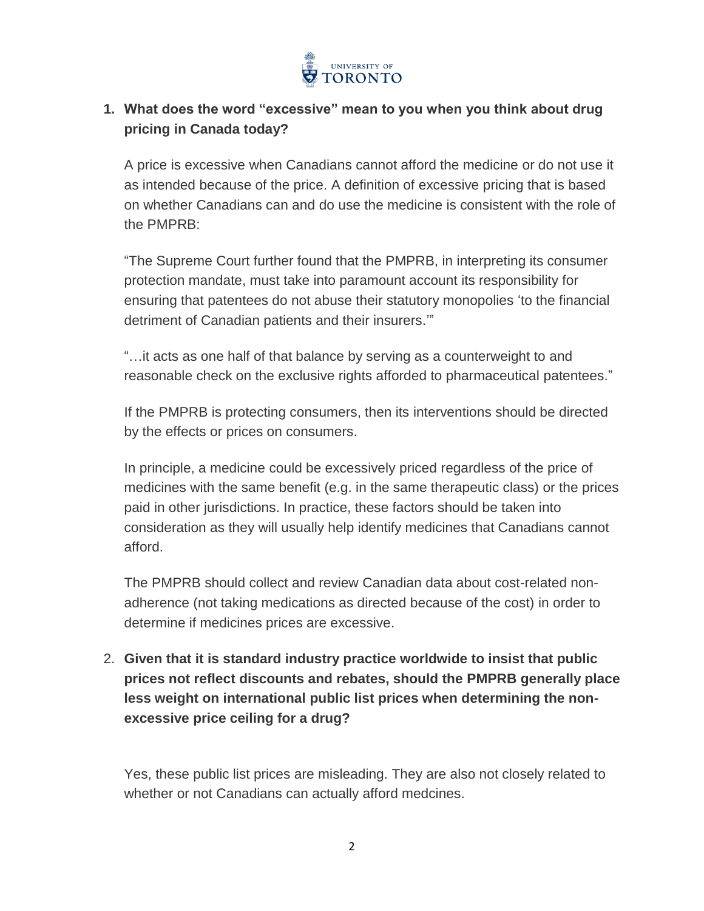1. **What does the word "excessive" mean to you when you think about drug pricing in Canada today?**

   A price is excessive when Canadians cannot afford the medicine or do not use it as intended because of the price. A definition of excessive pricing that is based on whether Canadians can and do use the medicine is consistent with the role of the PMPRB:

   "The Supreme Court further found that the PMPRB, in interpreting its consumer protection mandate, must take into paramount account its responsibility for ensuring that patentees do not abuse their statutory monopolies 'to the financial detriment of Canadian patients and their insurers.'"

   "…it acts as one half of that balance by serving as a counterweight to and reasonable check on the exclusive rights afforded to pharmaceutical patentees."

   If the PMPRB is protecting consumers, then its interventions should be directed by the effects or prices on consumers.

   In principle, a medicine could be excessively priced regardless of the price of medicines with the same benefit (e.g. in the same therapeutic class) or the prices paid in other jurisdictions. In practice, these factors should be taken into consideration as they will usually help identify medicines that Canadians cannot afford.

   The PMPRB should collect and review Canadian data about cost-related non-adherence (not taking medications as directed because of the cost) in order to determine if medicines prices are excessive.

2. **Given that it is standard industry practice worldwide to insist that public prices not reflect discounts and rebates, should the PMPRB generally place less weight on international public list prices when determining the non-excessive price ceiling for a drug?**

   Yes, these public list prices are misleading. They are also not closely related to whether or not Canadians can actually afford medcines.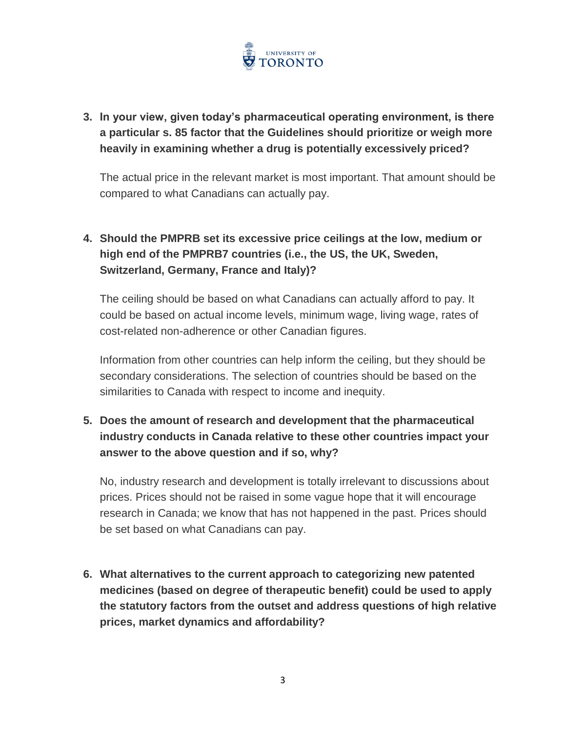3. **In your view, given today's pharmaceutical operating environment, is there a particular s. 85 factor that the Guidelines should prioritize or weigh more heavily in examining whether a drug is potentially excessively priced?**

   The actual price in the relevant market is most important. That amount should be compared to what Canadians can actually pay.

4. **Should the PMPRB set its excessive price ceilings at the low, medium or high end of the PMPRB7 countries (i.e., the US, the UK, Sweden, Switzerland, Germany, France and Italy)?**

   The ceiling should be based on what Canadians can actually afford to pay. It could be based on actual income levels, minimum wage, living wage, rates of cost-related non-adherence or other Canadian figures.

   Information from other countries can help inform the ceiling, but they should be secondary considerations. The selection of countries should be based on the similarities to Canada with respect to income and inequity.

5. **Does the amount of research and development that the pharmaceutical industry conducts in Canada relative to these other countries impact your answer to the above question and if so, why?**

   No, industry research and development is totally irrelevant to discussions about prices. Prices should not be raised in some vague hope that it will encourage research in Canada; we know that has not happened in the past. Prices should be set based on what Canadians can pay.

6. **What alternatives to the current approach to categorizing new patented medicines (based on degree of therapeutic benefit) could be used to apply the statutory factors from the outset and address questions of high relative prices, market dynamics and affordability?**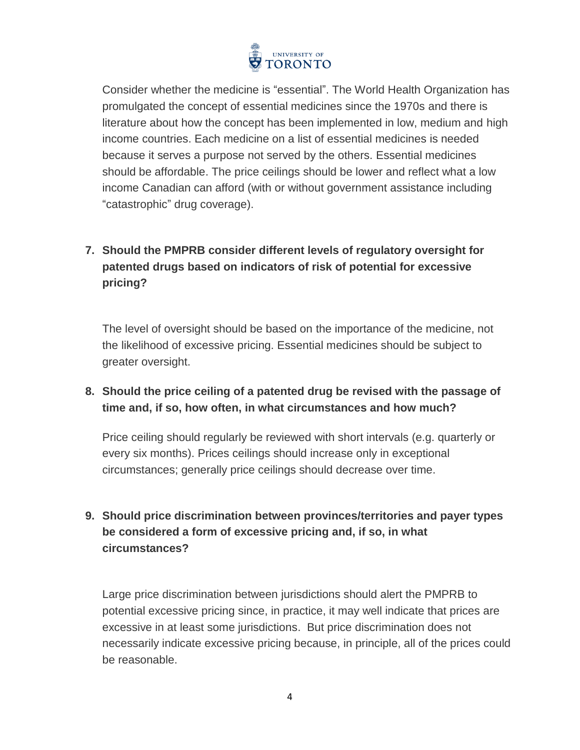Consider whether the medicine is "essential". The World Health Organization has promulgated the concept of essential medicines since the 1970s and there is literature about how the concept has been implemented in low, medium and high income countries. Each medicine on a list of essential medicines is needed because it serves a purpose not served by the others. Essential medicines should be affordable. The price ceilings should be lower and reflect what a low income Canadian can afford (with or without government assistance including "catastrophic" drug coverage).

**7. Should the PMPRB consider different levels of regulatory oversight for patented drugs based on indicators of risk of potential for excessive pricing?**

The level of oversight should be based on the importance of the medicine, not the likelihood of excessive pricing. Essential medicines should be subject to greater oversight.

**8. Should the price ceiling of a patented drug be revised with the passage of time and, if so, how often, in what circumstances and how much?**

Price ceiling should regularly be reviewed with short intervals (e.g. quarterly or every six months). Prices ceilings should increase only in exceptional circumstances; generally price ceilings should decrease over time.

**9. Should price discrimination between provinces/territories and payer types be considered a form of excessive pricing and, if so, in what circumstances?**

Large price discrimination between jurisdictions should alert the PMPRB to potential excessive pricing since, in practice, it may well indicate that prices are excessive in at least some jurisdictions. But price discrimination does not necessarily indicate excessive pricing because, in principle, all of the prices could be reasonable.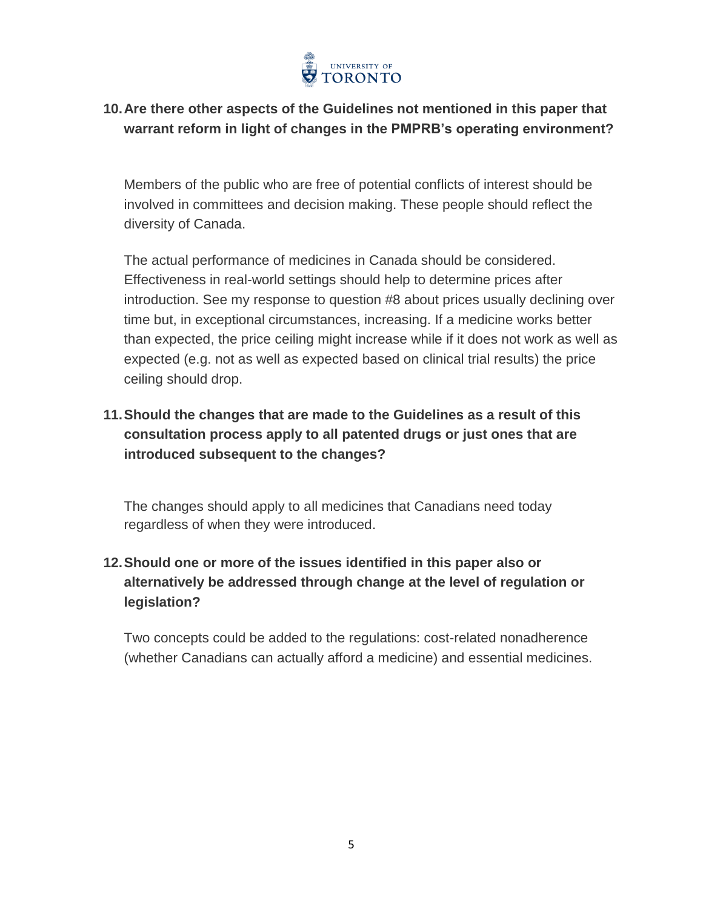**10. Are there other aspects of the Guidelines not mentioned in this paper that warrant reform in light of changes in the PMPRB's operating environment?**

Members of the public who are free of potential conflicts of interest should be involved in committees and decision making. These people should reflect the diversity of Canada.

The actual performance of medicines in Canada should be considered. Effectiveness in real-world settings should help to determine prices after introduction. See my response to question #8 about prices usually declining over time but, in exceptional circumstances, increasing. If a medicine works better than expected, the price ceiling might increase while if it does not work as well as expected (e.g. not as well as expected based on clinical trial results) the price ceiling should drop.

**11. Should the changes that are made to the Guidelines as a result of this consultation process apply to all patented drugs or just ones that are introduced subsequent to the changes?**

The changes should apply to all medicines that Canadians need today regardless of when they were introduced.

**12. Should one or more of the issues identified in this paper also or alternatively be addressed through change at the level of regulation or legislation?**

Two concepts could be added to the regulations: cost-related nonadherence (whether Canadians can actually afford a medicine) and essential medicines.